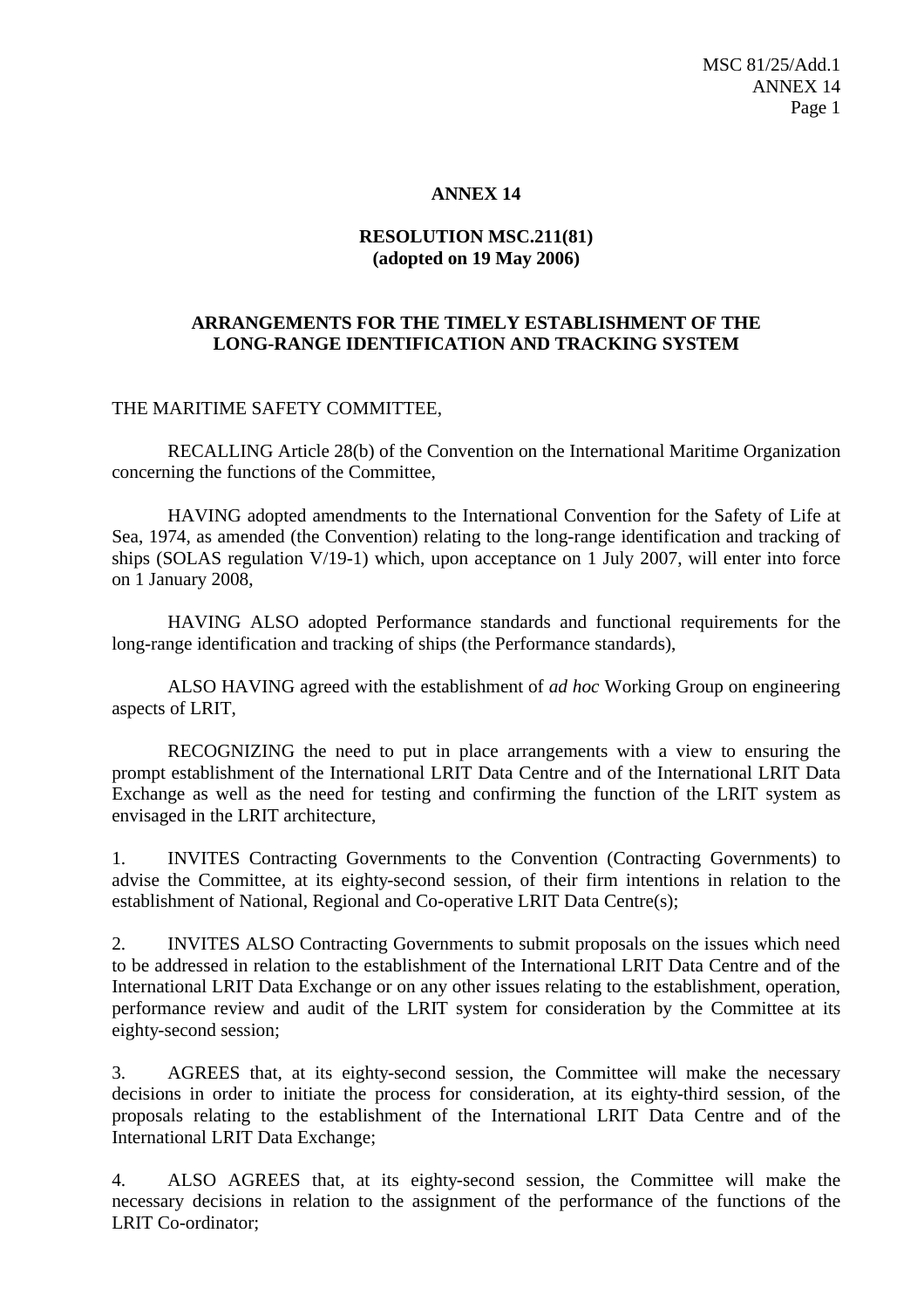# ANNEX 14

## RESOLUTION MSC.211(81)
**(adopted on 19 May 2006)**

## ARRANGEMENTS FOR THE TIMELY ESTABLISHMENT OF THE LONG-RANGE IDENTIFICATION AND TRACKING SYSTEM

THE MARITIME SAFETY COMMITTEE,

RECALLING Article 28(b) of the Convention on the International Maritime Organization concerning the functions of the Committee,

HAVING adopted amendments to the International Convention for the Safety of Life at Sea, 1974, as amended (the Convention) relating to the long-range identification and tracking of ships (SOLAS regulation V/19-1) which, upon acceptance on 1 July 2007, will enter into force on 1 January 2008,

HAVING ALSO adopted Performance standards and functional requirements for the long-range identification and tracking of ships (the Performance standards),

ALSO HAVING agreed with the establishment of *ad hoc* Working Group on engineering aspects of LRIT,

RECOGNIZING the need to put in place arrangements with a view to ensuring the prompt establishment of the International LRIT Data Centre and of the International LRIT Data Exchange as well as the need for testing and confirming the function of the LRIT system as envisaged in the LRIT architecture,

1. INVITES Contracting Governments to the Convention (Contracting Governments) to advise the Committee, at its eighty-second session, of their firm intentions in relation to the establishment of National, Regional and Co-operative LRIT Data Centre(s);

2. INVITES ALSO Contracting Governments to submit proposals on the issues which need to be addressed in relation to the establishment of the International LRIT Data Centre and of the International LRIT Data Exchange or on any other issues relating to the establishment, operation, performance review and audit of the LRIT system for consideration by the Committee at its eighty-second session;

3. AGREES that, at its eighty-second session, the Committee will make the necessary decisions in order to initiate the process for consideration, at its eighty-third session, of the proposals relating to the establishment of the International LRIT Data Centre and of the International LRIT Data Exchange;

4. ALSO AGREES that, at its eighty-second session, the Committee will make the necessary decisions in relation to the assignment of the performance of the functions of the LRIT Co-ordinator;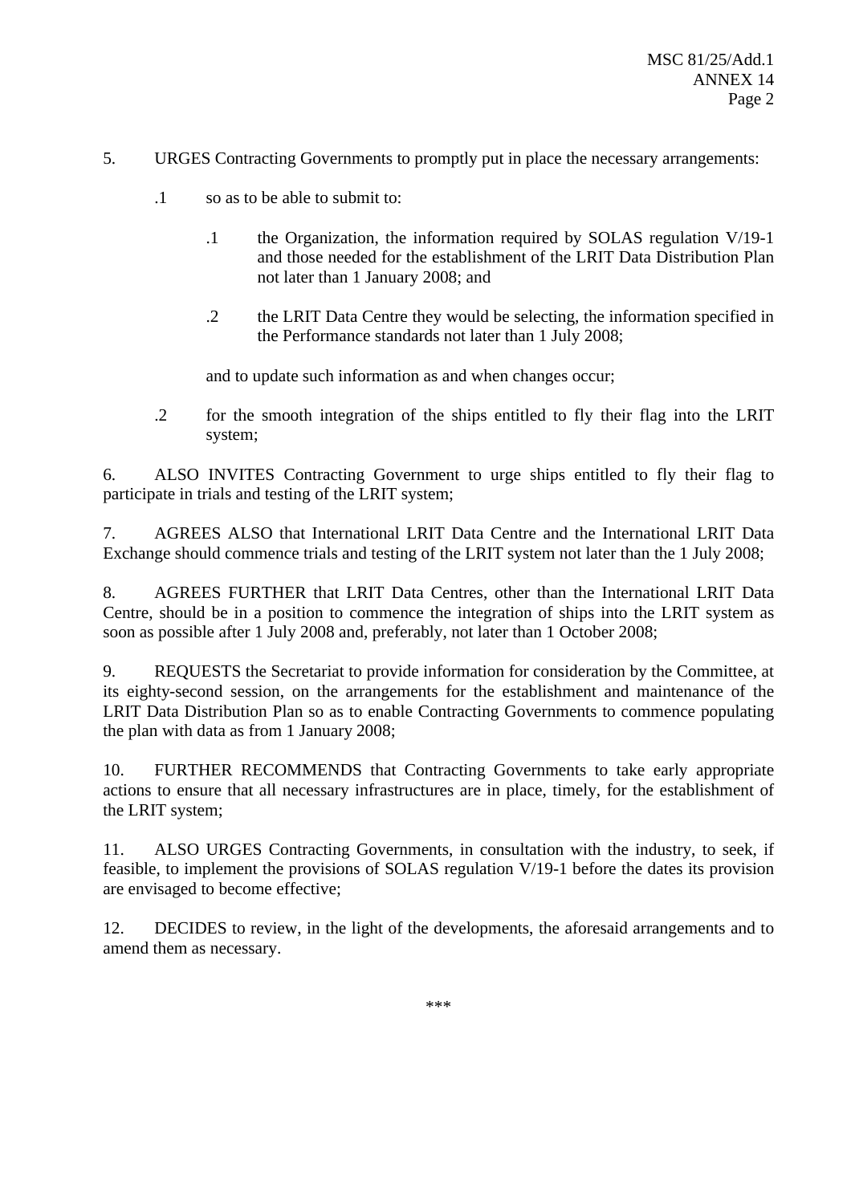5. URGES Contracting Governments to promptly put in place the necessary arrangements:

   .1 so as to be able to submit to:

      .1 the Organization, the information required by SOLAS regulation V/19-1 and those needed for the establishment of the LRIT Data Distribution Plan not later than 1 January 2008; and

      .2 the LRIT Data Centre they would be selecting, the information specified in the Performance standards not later than 1 July 2008;

   and to update such information as and when changes occur;

   .2 for the smooth integration of the ships entitled to fly their flag into the LRIT system;

6. ALSO INVITES Contracting Government to urge ships entitled to fly their flag to participate in trials and testing of the LRIT system;

7. AGREES ALSO that International LRIT Data Centre and the International LRIT Data Exchange should commence trials and testing of the LRIT system not later than the 1 July 2008;

8. AGREES FURTHER that LRIT Data Centres, other than the International LRIT Data Centre, should be in a position to commence the integration of ships into the LRIT system as soon as possible after 1 July 2008 and, preferably, not later than 1 October 2008;

9. REQUESTS the Secretariat to provide information for consideration by the Committee, at its eighty-second session, on the arrangements for the establishment and maintenance of the LRIT Data Distribution Plan so as to enable Contracting Governments to commence populating the plan with data as from 1 January 2008;

10. FURTHER RECOMMENDS that Contracting Governments to take early appropriate actions to ensure that all necessary infrastructures are in place, timely, for the establishment of the LRIT system;

11. ALSO URGES Contracting Governments, in consultation with the industry, to seek, if feasible, to implement the provisions of SOLAS regulation V/19-1 before the dates its provision are envisaged to become effective;

12. DECIDES to review, in the light of the developments, the aforesaid arrangements and to amend them as necessary.

***